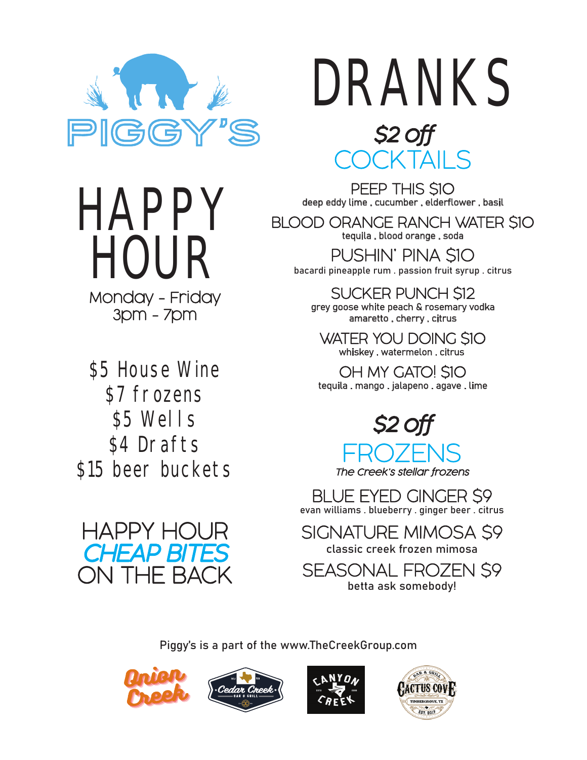# PIGGY'S

# HAPPY HOUR

Monday - Friday
3pm - 7pm

$5 House Wine
$7 frozens
$5 Wells
$4 Drafts
$15 beer buckets

## HAPPY HOUR *CHEAP BITES* ON THE BACK

# DRANKS

## *$2 off* COCKTAILS

**PEEP THIS $10**
deep eddy lime . cucumber . elderflower . basil

**BLOOD ORANGE RANCH WATER $10**
tequila . blood orange . soda

**PUSHIN' PINA $10**
bacardi pineapple rum . passion fruit syrup . citrus

**SUCKER PUNCH $12**
grey goose white peach & rosemary vodka
amaretto . cherry . citrus

**WATER YOU DOING $10**
whiskey . watermelon . citrus

**OH MY GATO! $10**
tequila . mango . jalapeno . agave . lime

## *$2 off* FROZENS

*The Creek's stellar frozens*

**BLUE EYED GINGER $9**
evan williams . blueberry . ginger beer . citrus

**SIGNATURE MIMOSA $9**
classic creek frozen mimosa

**SEASONAL FROZEN $9**
betta ask somebody!

Piggy's is a part of the www.TheCreekGroup.com

Onion Creek | Cedar Creek Bar & Grill | Canyon Creek | Cactus Cove Bar & Grill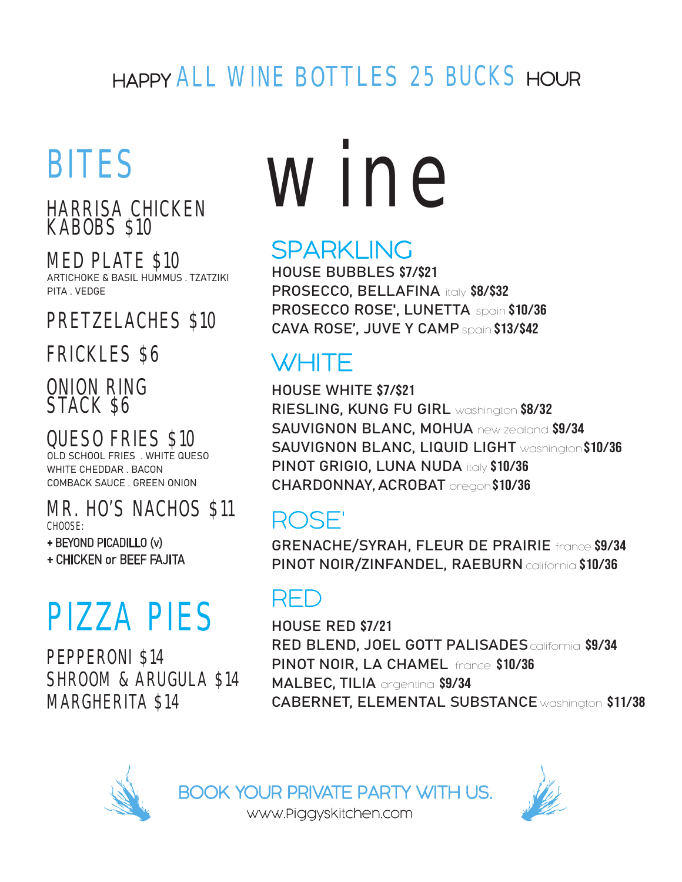# HAPPY ALL WINE BOTTLES 25 BUCKS HOUR

## BITES

### HARRISA CHICKEN KABOBS $10

### MED PLATE $10
ARTICHOKE & BASIL HUMMUS . TZATZIKI
PITA . VEDGE

### PRETZELACHES $10

### FRICKLES $6

### ONION RING STACK $6

### QUESO FRIES $10
OLD SCHOOL FRIES . WHITE QUESO
WHITE CHEDDAR . BACON
COMBACK SAUCE . GREEN ONION

### MR. HO'S NACHOS $11
CHOOSE:
+ BEYOND PICADILLO (v)
+ CHICKEN or BEEF FAJITA

## PIZZA PIES

PEPPERONI $14
SHROOM & ARUGULA $14
MARGHERITA $14

# wine

## SPARKLING

HOUSE BUBBLES **$7/$21**
PROSECCO, BELLAFINA italy **$8/$32**
PROSECCO ROSE', LUNETTA spain **$10/36**
CAVA ROSE', JUVE Y CAMP spain **$13/$42**

## WHITE

HOUSE WHITE **$7/$21**
RIESLING, KUNG FU GIRL washington **$8/32**
SAUVIGNON BLANC, MOHUA new zealand **$9/34**
SAUVIGNON BLANC, LIQUID LIGHT washington **$10/36**
PINOT GRIGIO, LUNA NUDA italy **$10/36**
CHARDONNAY, ACROBAT oregon **$10/36**

## ROSE'

GRENACHE/SYRAH, FLEUR DE PRAIRIE france **$9/34**
PINOT NOIR/ZINFANDEL, RAEBURN california **$10/36**

## RED

HOUSE RED **$7/21**
RED BLEND, JOEL GOTT PALISADES california **$9/34**
PINOT NOIR, LA CHAMEL france **$10/36**
MALBEC, TILIA argentina **$9/34**
CABERNET, ELEMENTAL SUBSTANCE washington **$11/38**

BOOK YOUR PRIVATE PARTY WITH US.
www.Piggyskitchen.com